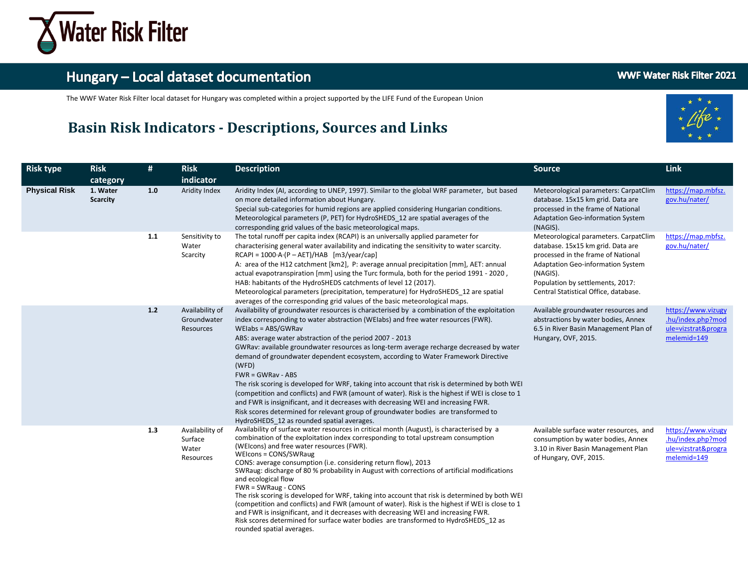# Water Risk Filter

## Hungary – Local dataset documentation

**WWF Water Risk Filter 2021**

The WWF Water Risk Filter local dataset for Hungary was completed within a project supported by the LIFE Fund of the European Union

## Basin Risk Indicators - Descriptions, Sources and Links

| Risk type | Risk category | # | Risk indicator | Description | Source | Link |
|---|---|---|---|---|---|---|
| **Physical Risk** | **1. Water Scarcity** | **1.0** | Aridity Index | Aridity Index (AI, according to UNEP, 1997). Similar to the global WRF parameter, but based on more detailed information about Hungary.<br>Special sub-categories for humid regions are applied considering Hungarian conditions.<br>Meteorological parameters (P, PET) for HydroSHEDS_12 are spatial averages of the corresponding grid values of the basic meteorological maps. | Meteorological parameters: CarpatClim database. 15x15 km grid. Data are processed in the frame of National Adaptation Geo-information System (NAGIS). | https://map.mbfsz.gov.hu/nater/ |
| | | **1.1** | Sensitivity to Water Scarcity | The total runoff per capita index (RCAPI) is an universally applied parameter for characterising general water availability and indicating the sensitivity to water scarcity.<br>$RCAPI = 1000 \cdot A \cdot (P - AET)/HAB$ [m3/year/cap]<br>A: area of the H12 catchment [km2], P: average annual precipitation [mm], AET: annual actual evapotranspiration [mm] using the Turc formula, both for the period 1991 - 2020 ,<br>HAB: habitants of the HydroSHEDS catchments of level 12 (2017).<br>Meteorological parameters (precipitation, temperature) for HydroSHEDS_12 are spatial averages of the corresponding grid values of the basic meteorological maps. | Meteorological parameters. CarpatClim database. 15x15 km grid. Data are processed in the frame of National Adaptation Geo-information System (NAGIS).<br>Population by settlements, 2017: Central Statistical Office, database. | https://map.mbfsz.gov.hu/nater/ |
| | | **1.2** | Availability of Groundwater Resources | Availability of groundwater resources is characterised by a combination of the exploitation index corresponding to water abstraction (WEIabs) and free water resources (FWR).<br>WEIabs = ABS/GWRav<br>ABS: average water abstraction of the period 2007 - 2013<br>GWRav: available groundwater resources as long-term average recharge decreased by water demand of groundwater dependent ecosystem, according to Water Framework Directive (WFD)<br>FWR = GWRav - ABS<br>The risk scoring is developed for WRF, taking into account that risk is determined by both WEI (competition and conflicts) and FWR (amount of water). Risk is the highest if WEI is close to 1 and FWR is insignificant, and it decreases with decreasing WEI and increasing FWR.<br>Risk scores determined for relevant group of groundwater bodies are transformed to HydroSHEDS_12 as rounded spatial averages. | Available groundwater resources and abstractions by water bodies, Annex 6.5 in River Basin Management Plan of Hungary, OVF, 2015. | https://www.vizugy.hu/index.php?module=vizstrat&programelemid=149 |
| | | **1.3** | Availability of Surface Water Resources | Availability of surface water resources in critical month (August), is characterised by a combination of the exploitation index corresponding to total upstream consumption (WEIcons) and free water resources (FWR).<br>WEIcons = CONS/SWRaug<br>CONS: average consumption (i.e. considering return flow), 2013<br>SWRaug: discharge of 80 % probability in August with corrections of artificial modifications and ecological flow<br>FWR = SWRaug - CONS<br>The risk scoring is developed for WRF, taking into account that risk is determined by both WEI (competition and conflicts) and FWR (amount of water). Risk is the highest if WEI is close to 1 and FWR is insignificant, and it decreases with decreasing WEI and increasing FWR.<br>Risk scores determined for surface water bodies are transformed to HydroSHEDS_12 as rounded spatial averages. | Available surface water resources, and consumption by water bodies, Annex 3.10 in River Basin Management Plan of Hungary, OVF, 2015. | https://www.vizugy.hu/index.php?module=vizstrat&programelemid=149 |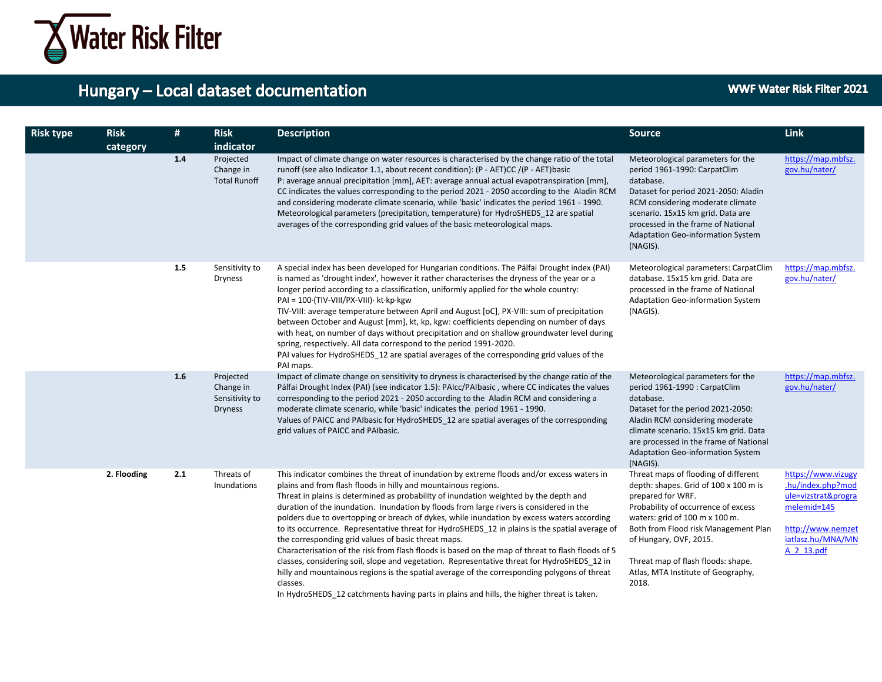# Hungary – Local dataset documentation

WWF Water Risk Filter 2021

| Risk type | Risk category | # | Risk indicator | Description | Source | Link |
|---|---|---|---|---|---|---|
| | | 1.4 | Projected Change in Total Runoff | Impact of climate change on water resources is characterised by the change ratio of the total runoff (see also Indicator 1.1, about recent condition): $(P - AET)_{CC} / (P - AET)_{basic}$<br>P: average annual precipitation [mm], AET: average annual actual evapotranspiration [mm], CC indicates the values corresponding to the period 2021 - 2050 according to the Aladin RCM and considering moderate climate scenario, while 'basic' indicates the period 1961 - 1990.<br>Meteorological parameters (precipitation, temperature) for HydroSHEDS_12 are spatial averages of the corresponding grid values of the basic meteorological maps. | Meteorological parameters for the period 1961-1990: CarpatClim database.<br>Dataset for period 2021-2050: Aladin RCM considering moderate climate scenario. 15x15 km grid. Data are processed in the frame of National Adaptation Geo-information System (NAGIS). | https://map.mbfsz.gov.hu/nater/ |
| | | 1.5 | Sensitivity to Dryness | A special index has been developed for Hungarian conditions. The Pálfai Drought index (PAI) is named as 'drought index', however it rather characterises the dryness of the year or a longer period according to a classification, uniformly applied for the whole country:<br>$PAI = 100 \cdot (T_{IV-VIII}/P_{X-VIII}) \cdot k_t \cdot k_p \cdot k_{gw}$<br>$T_{IV-VIII}$: average temperature between April and August [oC], $P_{X-VIII}$: sum of precipitation between October and August [mm], $k_t$, $k_p$, $k_{gw}$: coefficients depending on number of days with heat, on number of days without precipitation and on shallow groundwater level during spring, respectively. All data correspond to the period 1991-2020.<br>PAI values for HydroSHEDS_12 are spatial averages of the corresponding grid values of the PAI maps. | Meteorological parameters: CarpatClim database. 15x15 km grid. Data are processed in the frame of National Adaptation Geo-information System (NAGIS). | https://map.mbfsz.gov.hu/nater/ |
| | | 1.6 | Projected Change in Sensitivity to Dryness | Impact of climate change on sensitivity to dryness is characterised by the change ratio of the Pálfai Drought Index (PAI) (see indicator 1.5): $PAI_{CC}/PAI_{basic}$ , where CC indicates the values corresponding to the period 2021 - 2050 according to the Aladin RCM and considering a moderate climate scenario, while 'basic' indicates the period 1961 - 1990.<br>Values of $PAI_{CC}$ and $PAI_{basic}$ for HydroSHEDS_12 are spatial averages of the corresponding grid values of $PAI_{CC}$ and $PAI_{basic}$. | Meteorological parameters for the period 1961-1990 : CarpatClim database.<br>Dataset for the period 2021-2050: Aladin RCM considering moderate climate scenario. 15x15 km grid. Data are processed in the frame of National Adaptation Geo-information System (NAGIS). | https://map.mbfsz.gov.hu/nater/ |
| | 2. Flooding | 2.1 | Threats of Inundations | This indicator combines the threat of inundation by extreme floods and/or excess waters in plains and from flash floods in hilly and mountainous regions.<br>Threat in plains is determined as probability of inundation weighted by the depth and duration of the inundation. Inundation by floods from large rivers is considered in the polders due to overtopping or breach of dykes, while inundation by excess waters according to its occurrence. Representative threat for HydroSHEDS_12 in plains is the spatial average of the corresponding grid values of basic threat maps.<br>Characterisation of the risk from flash floods is based on the map of threat to flash floods of 5 classes, considering soil, slope and vegetation. Representative threat for HydroSHEDS_12 in hilly and mountainous regions is the spatial average of the corresponding polygons of threat classes.<br>In HydroSHEDS_12 catchments having parts in plains and hills, the higher threat is taken. | Threat maps of flooding of different depth: shapes. Grid of 100 x 100 m is prepared for WRF.<br>Probability of occurrence of excess waters: grid of 100 m x 100 m.<br>Both from Flood risk Management Plan of Hungary, OVF, 2015.<br><br>Threat map of flash floods: shape. Atlas, MTA Institute of Geography, 2018. | https://www.vizugy.hu/index.php?module=vizstrat&programelemid=145<br><br>http://www.nemzetiatlasz.hu/MNA/MNA_2_13.pdf |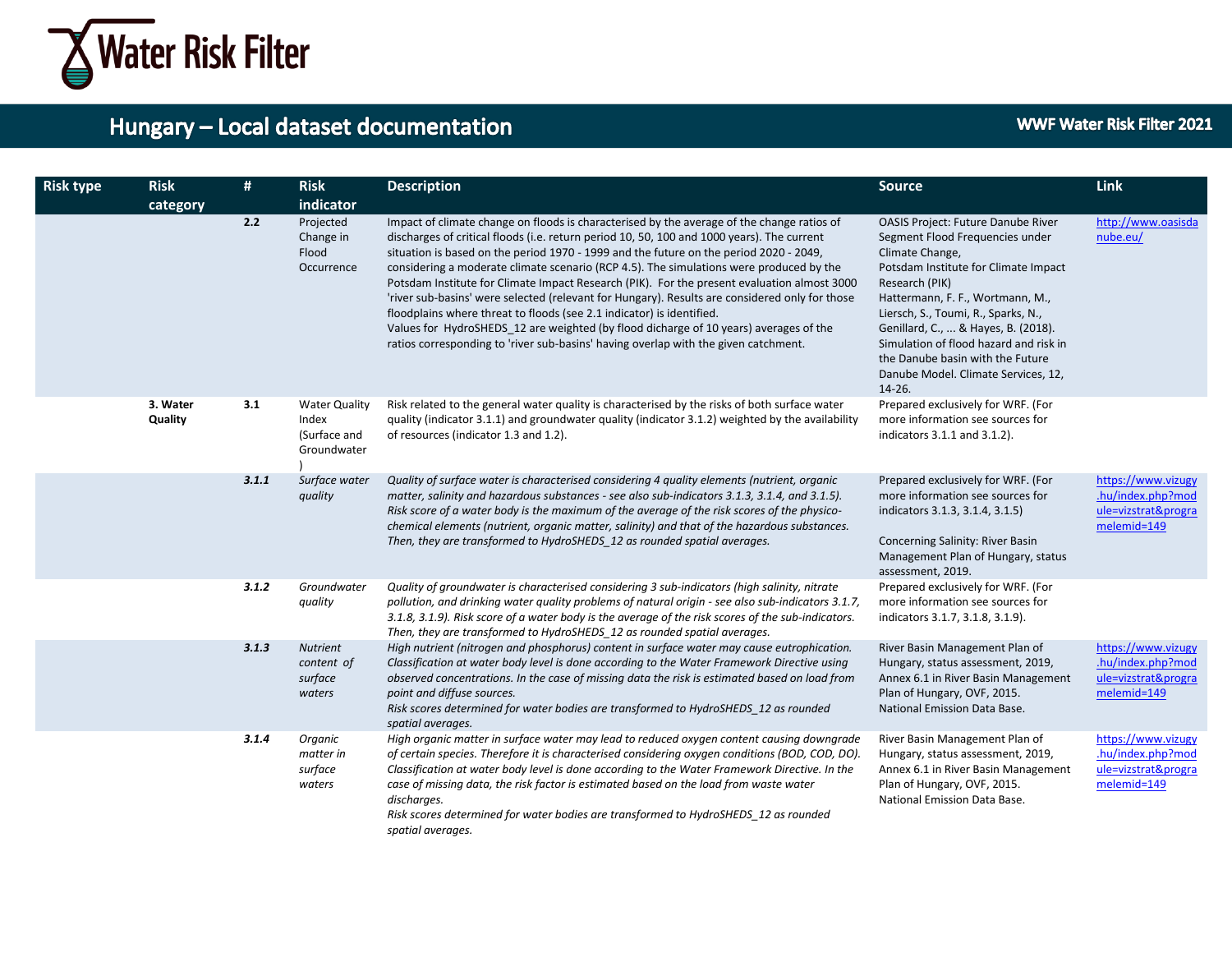# Hungary – Local dataset documentation

| Risk type | Risk category | # | Risk indicator | Description | Source | Link |
|---|---|---|---|---|---|---|
| | | **2.2** | Projected Change in Flood Occurrence | Impact of climate change on floods is characterised by the average of the change ratios of discharges of critical floods (i.e. return period 10, 50, 100 and 1000 years). The current situation is based on the period 1970 - 1999 and the future on the period 2020 - 2049, considering a moderate climate scenario (RCP 4.5). The simulations were produced by the Potsdam Institute for Climate Impact Research (PIK). For the present evaluation almost 3000 'river sub-basins' were selected (relevant for Hungary). Results are considered only for those floodplains where threat to floods (see 2.1 indicator) is identified.<br>Values for HydroSHEDS_12 are weighted (by flood dicharge of 10 years) averages of the ratios corresponding to 'river sub-basins' having overlap with the given catchment. | OASIS Project: Future Danube River Segment Flood Frequencies under Climate Change,<br>Potsdam Institute for Climate Impact Research (PIK)<br>Hattermann, F. F., Wortmann, M., Liersch, S., Toumi, R., Sparks, N., Genillard, C., ... & Hayes, B. (2018). Simulation of flood hazard and risk in the Danube basin with the Future Danube Model. Climate Services, 12, 14-26. | http://www.oasisdanube.eu/ |
| | **3. Water Quality** | **3.1** | Water Quality Index (Surface and Groundwater) | Risk related to the general water quality is characterised by the risks of both surface water quality (indicator 3.1.1) and groundwater quality (indicator 3.1.2) weighted by the availability of resources (indicator 1.3 and 1.2). | Prepared exclusively for WRF. (For more information see sources for indicators 3.1.1 and 3.1.2). | |
| | | ***3.1.1*** | *Surface water quality* | *Quality of surface water is characterised considering 4 quality elements (nutrient, organic matter, salinity and hazardous substances - see also sub-indicators 3.1.3, 3.1.4, and 3.1.5). Risk score of a water body is the maximum of the average of the risk scores of the physico-chemical elements (nutrient, organic matter, salinity) and that of the hazardous substances. Then, they are transformed to HydroSHEDS_12 as rounded spatial averages.* | Prepared exclusively for WRF. (For more information see sources for indicators 3.1.3, 3.1.4, 3.1.5)<br><br>Concerning Salinity: River Basin Management Plan of Hungary, status assessment, 2019. | https://www.vizugy.hu/index.php?module=vizstrat&programelemid=149 |
| | | ***3.1.2*** | *Groundwater quality* | *Quality of groundwater is characterised considering 3 sub-indicators (high salinity, nitrate pollution, and drinking water quality problems of natural origin - see also sub-indicators 3.1.7, 3.1.8, 3.1.9). Risk score of a water body is the average of the risk scores of the sub-indicators. Then, they are transformed to HydroSHEDS_12 as rounded spatial averages.* | Prepared exclusively for WRF. (For more information see sources for indicators 3.1.7, 3.1.8, 3.1.9). | |
| | | ***3.1.3*** | *Nutrient content of surface waters* | *High nutrient (nitrogen and phosphorus) content in surface water may cause eutrophication. Classification at water body level is done according to the Water Framework Directive using observed concentrations. In the case of missing data the risk is estimated based on load from point and diffuse sources.*<br>*Risk scores determined for water bodies are transformed to HydroSHEDS_12 as rounded spatial averages.* | River Basin Management Plan of Hungary, status assessment, 2019, Annex 6.1 in River Basin Management Plan of Hungary, OVF, 2015.<br>National Emission Data Base. | https://www.vizugy.hu/index.php?module=vizstrat&programelemid=149 |
| | | ***3.1.4*** | *Organic matter in surface waters* | *High organic matter in surface water may lead to reduced oxygen content causing downgrade of certain species. Therefore it is characterised considering oxygen conditions (BOD, COD, DO). Classification at water body level is done according to the Water Framework Directive. In the case of missing data, the risk factor is estimated based on the load from waste water discharges.*<br>*Risk scores determined for water bodies are transformed to HydroSHEDS_12 as rounded spatial averages.* | River Basin Management Plan of Hungary, status assessment, 2019, Annex 6.1 in River Basin Management Plan of Hungary, OVF, 2015.<br>National Emission Data Base. | https://www.vizugy.hu/index.php?module=vizstrat&programelemid=149 |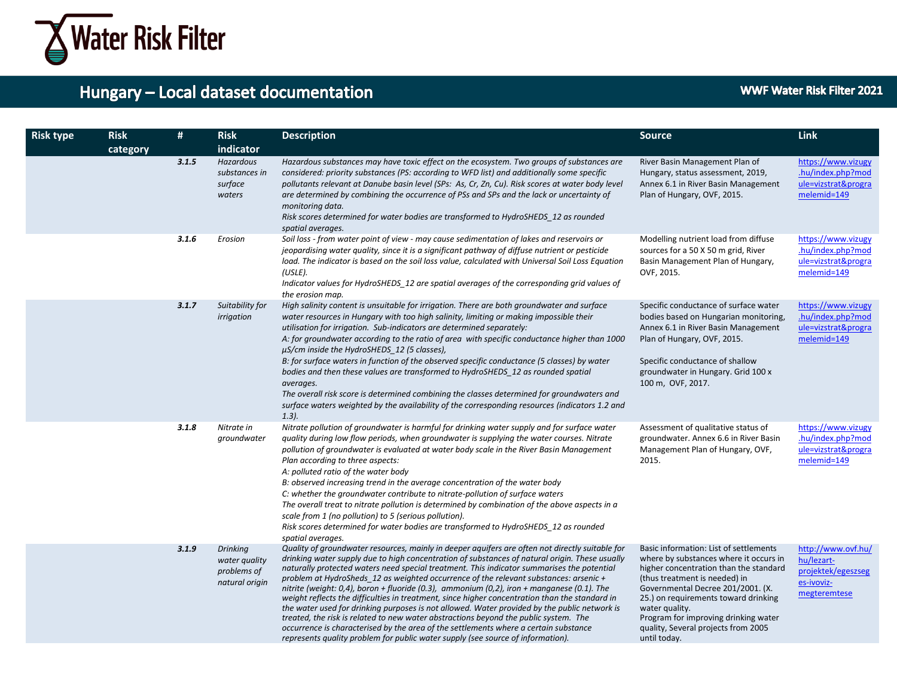| Risk type | Risk category | # | Risk indicator | Description | Source | Link |
|---|---|---|---|---|---|---|
| | | ***3.1.5*** | *Hazardous substances in surface waters* | *Hazardous substances may have toxic effect on the ecosystem. Two groups of substances are considered: priority substances (PS: according to WFD list) and additionally some specific pollutants relevant at Danube basin level (SPs: As, Cr, Zn, Cu). Risk scores at water body level are determined by combining the occurrence of PSs and SPs and the lack or uncertainty of monitoring data.*<br>*Risk scores determined for water bodies are transformed to HydroSHEDS_12 as rounded spatial averages.* | River Basin Management Plan of Hungary, status assessment, 2019, Annex 6.1 in River Basin Management Plan of Hungary, OVF, 2015. | https://www.vizugy.hu/index.php?module=vizstrat&programelemid=149 |
| | | ***3.1.6*** | *Erosion* | *Soil loss - from water point of view - may cause sedimentation of lakes and reservoirs or jeopardising water quality, since it is a significant pathway of diffuse nutrient or pesticide load. The indicator is based on the soil loss value, calculated with Universal Soil Loss Equation (USLE).*<br>*Indicator values for HydroSHEDS_12 are spatial averages of the corresponding grid values of the erosion map.* | Modelling nutrient load from diffuse sources for a 50 X 50 m grid, River Basin Management Plan of Hungary, OVF, 2015. | https://www.vizugy.hu/index.php?module=vizstrat&programelemid=149 |
| | | ***3.1.7*** | *Suitability for irrigation* | *High salinity content is unsuitable for irrigation. There are both groundwater and surface water resources in Hungary with too high salinity, limiting or making impossible their utilisation for irrigation. Sub-indicators are determined separately:*<br>*A: for groundwater according to the ratio of area with specific conductance higher than 1000 μS/cm inside the HydroSHEDS_12 (5 classes),*<br>*B: for surface waters in function of the observed specific conductance (5 classes) by water bodies and then these values are transformed to HydroSHEDS_12 as rounded spatial averages.*<br>*The overall risk score is determined combining the classes determined for groundwaters and surface waters weighted by the availability of the corresponding resources (indicators 1.2 and 1.3).* | Specific conductance of surface water bodies based on Hungarian monitoring, Annex 6.1 in River Basin Management Plan of Hungary, OVF, 2015.<br><br>Specific conductance of shallow groundwater in Hungary. Grid 100 x 100 m, OVF, 2017. | https://www.vizugy.hu/index.php?module=vizstrat&programelemid=149 |
| | | ***3.1.8*** | *Nitrate in groundwater* | *Nitrate pollution of groundwater is harmful for drinking water supply and for surface water quality during low flow periods, when groundwater is supplying the water courses. Nitrate pollution of groundwater is evaluated at water body scale in the River Basin Management Plan according to three aspects:*<br>*A: polluted ratio of the water body*<br>*B: observed increasing trend in the average concentration of the water body*<br>*C: whether the groundwater contribute to nitrate-pollution of surface waters*<br>*The overall treat to nitrate pollution is determined by combination of the above aspects in a scale from 1 (no pollution) to 5 (serious pollution).*<br>*Risk scores determined for water bodies are transformed to HydroSHEDS_12 as rounded spatial averages.* | Assessment of qualitative status of groundwater. Annex 6.6 in River Basin Management Plan of Hungary, OVF, 2015. | https://www.vizugy.hu/index.php?module=vizstrat&programelemid=149 |
| | | ***3.1.9*** | *Drinking water quality problems of natural origin* | *Quality of groundwater resources, mainly in deeper aquifers are often not directly suitable for drinking water supply due to high concentration of substances of natural origin. These usually naturally protected waters need special treatment. This indicator summarises the potential problem at HydroSheds_12 as weighted occurrence of the relevant substances: arsenic + nitrite (weight: 0,4), boron + fluoride (0.3), ammonium (0,2), iron + manganese (0.1). The weight reflects the difficulties in treatment, since higher concentration than the standard in the water used for drinking purposes is not allowed. Water provided by the public network is treated, the risk is related to new water abstractions beyond the public system. The occurrence is characterised by the area of the settlements where a certain substance represents quality problem for public water supply (see source of information).* | Basic information: List of settlements where by substances where it occurs in higher concentration than the standard (thus treatment is needed) in Governmental Decree 201/2001. (X. 25.) on requirements toward drinking water quality.<br>Program for improving drinking water quality, Several projects from 2005 until today. | http://www.ovf.hu/hu/lezart-projektek/egeszseges-ivoviz-megteremtese |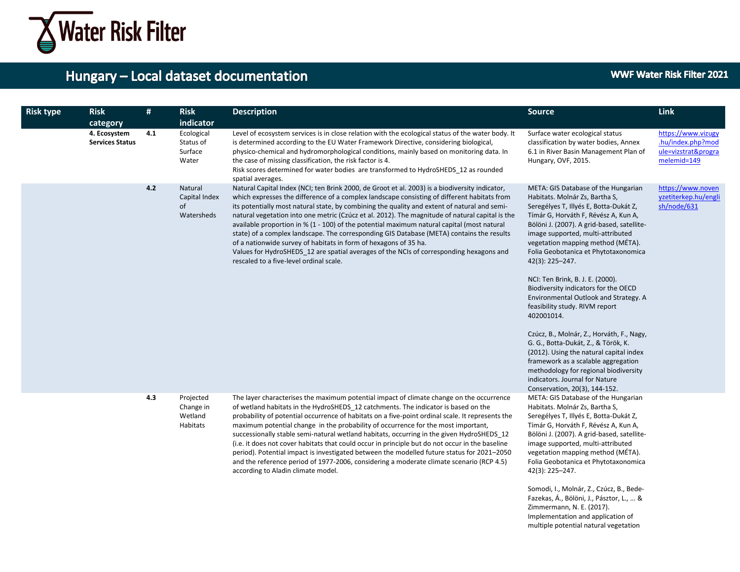# Hungary – Local dataset documentation

WWF Water Risk Filter 2021

| Risk type | Risk category | # | Risk indicator | Description | Source | Link |
|---|---|---|---|---|---|---|
| | **4. Ecosystem Services Status** | **4.1** | Ecological Status of Surface Water | Level of ecosystem services is in close relation with the ecological status of the water body. It is determined according to the EU Water Framework Directive, considering biological, physico-chemical and hydromorphological conditions, mainly based on monitoring data. In the case of missing classification, the risk factor is 4.<br>Risk scores determined for water bodies are transformed to HydroSHEDS_12 as rounded spatial averages. | Surface water ecological status classification by water bodies, Annex 6.1 in River Basin Management Plan of Hungary, OVF, 2015. | https://www.vizugy.hu/index.php?module=vizstrat&programelemid=149 |
| | | **4.2** | Natural Capital Index of Watersheds | Natural Capital Index (NCI; ten Brink 2000, de Groot et al. 2003) is a biodiversity indicator, which expresses the difference of a complex landscape consisting of different habitats from its potentially most natural state, by combining the quality and extent of natural and semi-natural vegetation into one metric (Czúcz et al. 2012). The magnitude of natural capital is the available proportion in % (1 - 100) of the potential maximum natural capital (most natural state) of a complex landscape. The corresponding GIS Database (META) contains the results of a nationwide survey of habitats in form of hexagons of 35 ha.<br>Values for HydroSHEDS_12 are spatial averages of the NCIs of corresponding hexagons and rescaled to a five-level ordinal scale. | META: GIS Database of the Hungarian Habitats. Molnár Zs, Bartha S, Seregélyes T, Illyés E, Botta-Dukát Z, Tímár G, Horváth F, Révész A, Kun A, Bölöni J. (2007). A grid-based, satellite-image supported, multi-attributed vegetation mapping method (MÉTA). Folia Geobotanica et Phytotaxonomica 42(3): 225–247.<br><br>NCI: Ten Brink, B. J. E. (2000). Biodiversity indicators for the OECD Environmental Outlook and Strategy. A feasibility study. RIVM report 402001014.<br><br>Czúcz, B., Molnár, Z., Horváth, F., Nagy, G. G., Botta-Dukát, Z., & Török, K. (2012). Using the natural capital index framework as a scalable aggregation methodology for regional biodiversity indicators. Journal for Nature Conservation, 20(3), 144-152. | https://www.novenyzetiterkep.hu/english/node/631 |
| | | **4.3** | Projected Change in Wetland Habitats | The layer characterises the maximum potential impact of climate change on the occurrence of wetland habitats in the HydroSHEDS_12 catchments. The indicator is based on the probability of potential occurrence of habitats on a five-point ordinal scale. It represents the maximum potential change in the probability of occurrence for the most important, successionally stable semi-natural wetland habitats, occurring in the given HydroSHEDS_12 (i.e. it does not cover habitats that could occur in principle but do not occur in the baseline period). Potential impact is investigated between the modelled future status for 2021–2050 and the reference period of 1977-2006, considering a moderate climate scenario (RCP 4.5) according to Aladin climate model. | META: GIS Database of the Hungarian Habitats. Molnár Zs, Bartha S, Seregélyes T, Illyés E, Botta-Dukát Z, Tímár G, Horváth F, Révész A, Kun A, Bölöni J. (2007). A grid-based, satellite-image supported, multi-attributed vegetation mapping method (MÉTA). Folia Geobotanica et Phytotaxonomica 42(3): 225–247.<br><br>Somodi, I., Molnár, Z., Czúcz, B., Bede-Fazekas, Á., Bölöni, J., Pásztor, L., … & Zimmermann, N. E. (2017). Implementation and application of multiple potential natural vegetation | |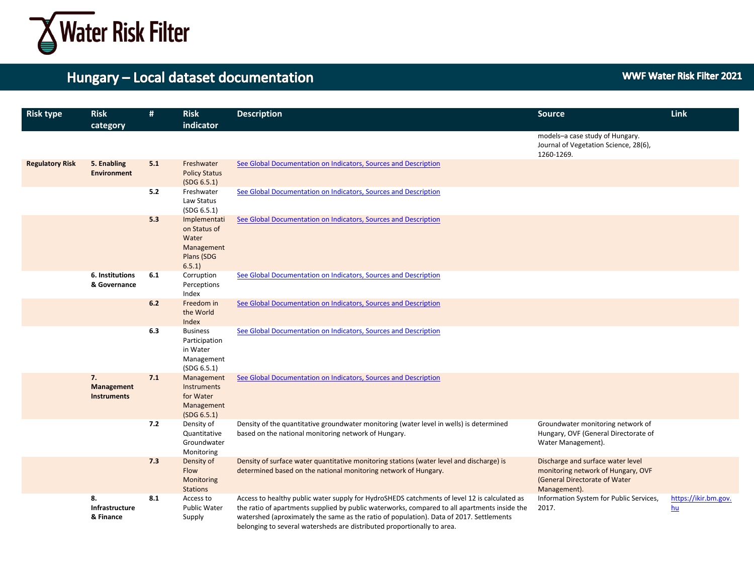| Risk type | Risk category | # | Risk indicator | Description | Source | Link |
|---|---|---|---|---|---|---|
| | | | | | models–a case study of Hungary. Journal of Vegetation Science, 28(6), 1260-1269. | |
| **Regulatory Risk** | **5. Enabling Environment** | **5.1** | Freshwater Policy Status (SDG 6.5.1) | See Global Documentation on Indicators, Sources and Description | | |
| | | **5.2** | Freshwater Law Status (SDG 6.5.1) | See Global Documentation on Indicators, Sources and Description | | |
| | | **5.3** | Implementation Status of Water Management Plans (SDG 6.5.1) | See Global Documentation on Indicators, Sources and Description | | |
| | **6. Institutions & Governance** | **6.1** | Corruption Perceptions Index | See Global Documentation on Indicators, Sources and Description | | |
| | | **6.2** | Freedom in the World Index | See Global Documentation on Indicators, Sources and Description | | |
| | | **6.3** | Business Participation in Water Management (SDG 6.5.1) | See Global Documentation on Indicators, Sources and Description | | |
| | **7. Management Instruments** | **7.1** | Management Instruments for Water Management (SDG 6.5.1) | See Global Documentation on Indicators, Sources and Description | | |
| | | **7.2** | Density of Quantitative Groundwater Monitoring | Density of the quantitative groundwater monitoring (water level in wells) is determined based on the national monitoring network of Hungary. | Groundwater monitoring network of Hungary, OVF (General Directorate of Water Management). | |
| | | **7.3** | Density of Flow Monitoring Stations | Density of surface water quantitative monitoring stations (water level and discharge) is determined based on the national monitoring network of Hungary. | Discharge and surface water level monitoring network of Hungary, OVF (General Directorate of Water Management). | |
| | **8. Infrastructure & Finance** | **8.1** | Access to Public Water Supply | Access to healthy public water supply for HydroSHEDS catchments of level 12 is calculated as the ratio of apartments supplied by public waterworks, compared to all apartments inside the watershed (aproximately the same as the ratio of population). Data of 2017. Settlements belonging to several watersheds are distributed proportionally to area. | Information System for Public Services, 2017. | https://ikir.bm.gov.hu |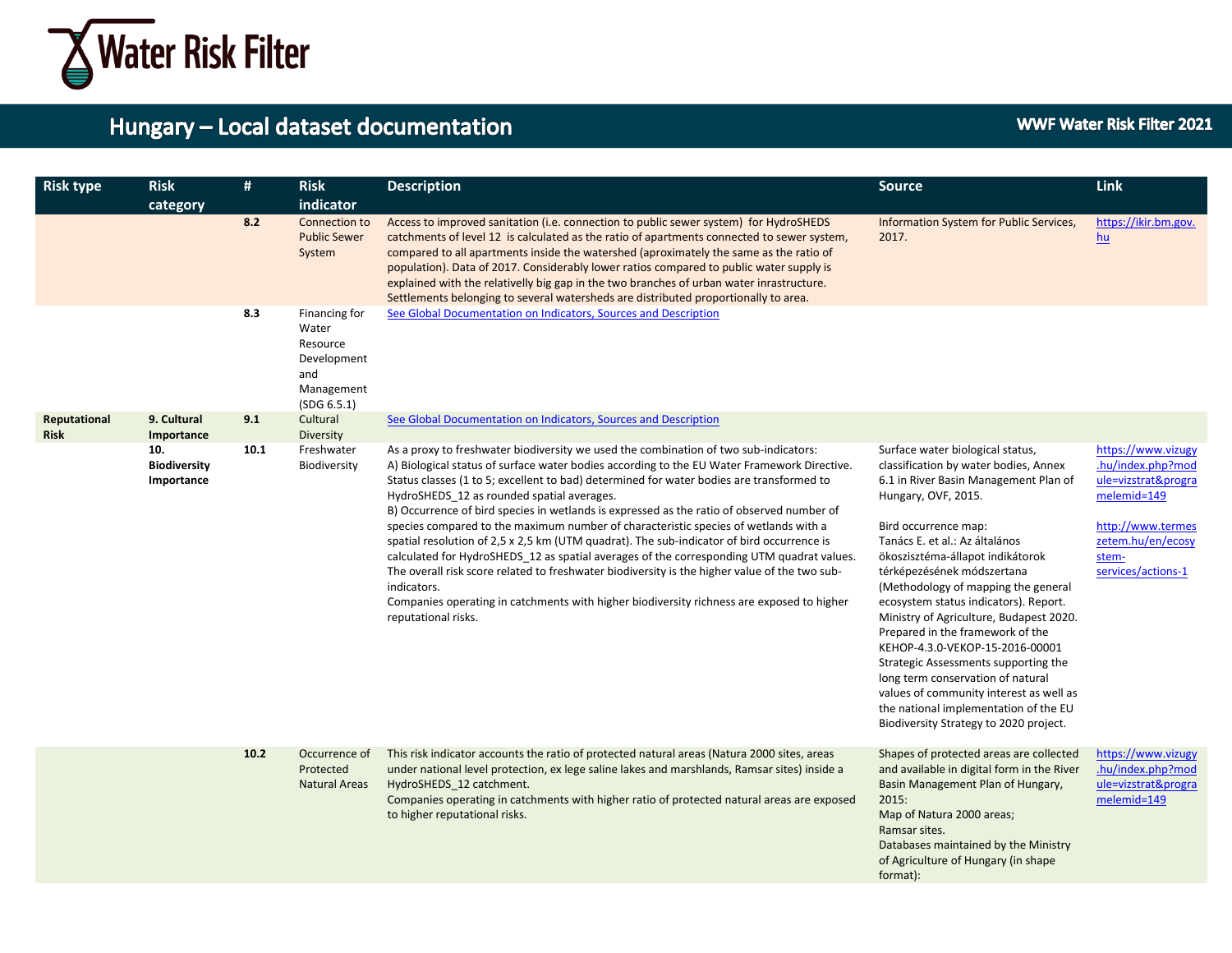# Hungary – Local dataset documentation

WWF Water Risk Filter 2021

| Risk type | Risk category | # | Risk indicator | Description | Source | Link |
|---|---|---|---|---|---|---|
| | | 8.2 | Connection to Public Sewer System | Access to improved sanitation (i.e. connection to public sewer system) for HydroSHEDS catchments of level 12 is calculated as the ratio of apartments connected to sewer system, compared to all apartments inside the watershed (aproximately the same as the ratio of population). Data of 2017. Considerably lower ratios compared to public water supply is explained with the relatively big gap in the two branches of urban water inrastructure. Settlements belonging to several watersheds are distributed proportionally to area. | Information System for Public Services, 2017. | https://ikir.bm.gov.hu |
| | | 8.3 | Financing for Water Resource Development and Management (SDG 6.5.1) | See Global Documentation on Indicators, Sources and Description | | |
| **Reputational Risk** | **9. Cultural Importance** | 9.1 | Cultural Diversity | See Global Documentation on Indicators, Sources and Description | | |
| | **10. Biodiversity Importance** | 10.1 | Freshwater Biodiversity | As a proxy to freshwater biodiversity we used the combination of two sub-indicators:<br>A) Biological status of surface water bodies according to the EU Water Framework Directive. Status classes (1 to 5; excellent to bad) determined for water bodies are transformed to HydroSHEDS_12 as rounded spatial averages.<br>B) Occurrence of bird species in wetlands is expressed as the ratio of observed number of species compared to the maximum number of characteristic species of wetlands with a spatial resolution of 2,5 x 2,5 km (UTM quadrat). The sub-indicator of bird occurrence is calculated for HydroSHEDS_12 as spatial averages of the corresponding UTM quadrat values. The overall risk score related to freshwater biodiversity is the higher value of the two sub-indicators.<br>Companies operating in catchments with higher biodiversity richness are exposed to higher reputational risks. | Surface water biological status, classification by water bodies, Annex 6.1 in River Basin Management Plan of Hungary, OVF, 2015.<br><br>Bird occurrence map:<br>Tanács E. et al.: Az általános ökoszisztéma-állapot indikátorok térképezésének módszertana (Methodology of mapping the general ecosystem status indicators). Report. Ministry of Agriculture, Budapest 2020. Prepared in the framework of the KEHOP-4.3.0-VEKOP-15-2016-00001 Strategic Assessments supporting the long term conservation of natural values of community interest as well as the national implementation of the EU Biodiversity Strategy to 2020 project. | https://www.vizugy.hu/index.php?module=vizstrat&programelemid=149<br><br>http://www.termeszetem.hu/en/ecosystem-services/actions-1 |
| | | 10.2 | Occurrence of Protected Natural Areas | This risk indicator accounts the ratio of protected natural areas (Natura 2000 sites, areas under national level protection, ex lege saline lakes and marshlands, Ramsar sites) inside a HydroSHEDS_12 catchment.<br>Companies operating in catchments with higher ratio of protected natural areas are exposed to higher reputational risks. | Shapes of protected areas are collected and available in digital form in the River Basin Management Plan of Hungary, 2015:<br>Map of Natura 2000 areas;<br>Ramsar sites.<br>Databases maintained by the Ministry of Agriculture of Hungary (in shape format): | https://www.vizugy.hu/index.php?module=vizstrat&programelemid=149 |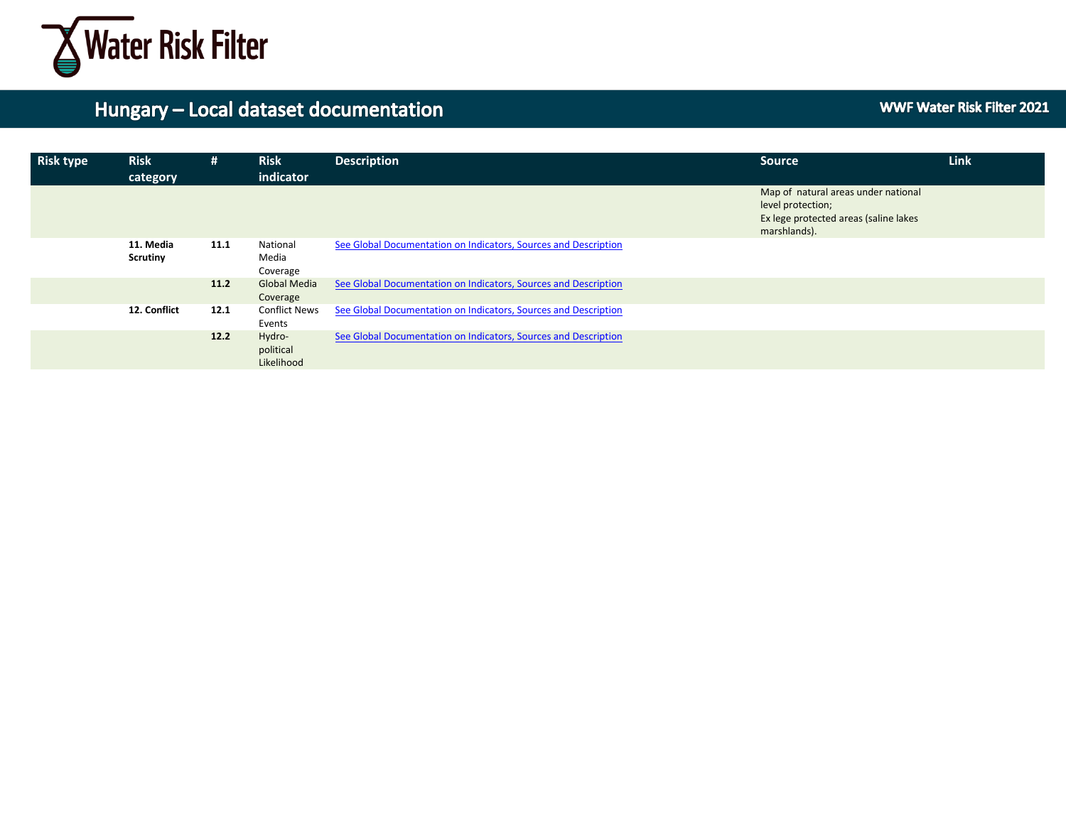# Hungary – Local dataset documentation

WWF Water Risk Filter 2021

| Risk type | Risk category | # | Risk indicator | Description | Source | Link |
|---|---|---|---|---|---|---|
| | | | | | Map of natural areas under national level protection; Ex lege protected areas (saline lakes marshlands). | |
| | **11. Media Scrutiny** | **11.1** | National Media Coverage | See Global Documentation on Indicators, Sources and Description | | |
| | | **11.2** | Global Media Coverage | See Global Documentation on Indicators, Sources and Description | | |
| | **12. Conflict** | **12.1** | Conflict News Events | See Global Documentation on Indicators, Sources and Description | | |
| | | **12.2** | Hydro-political Likelihood | See Global Documentation on Indicators, Sources and Description | | |